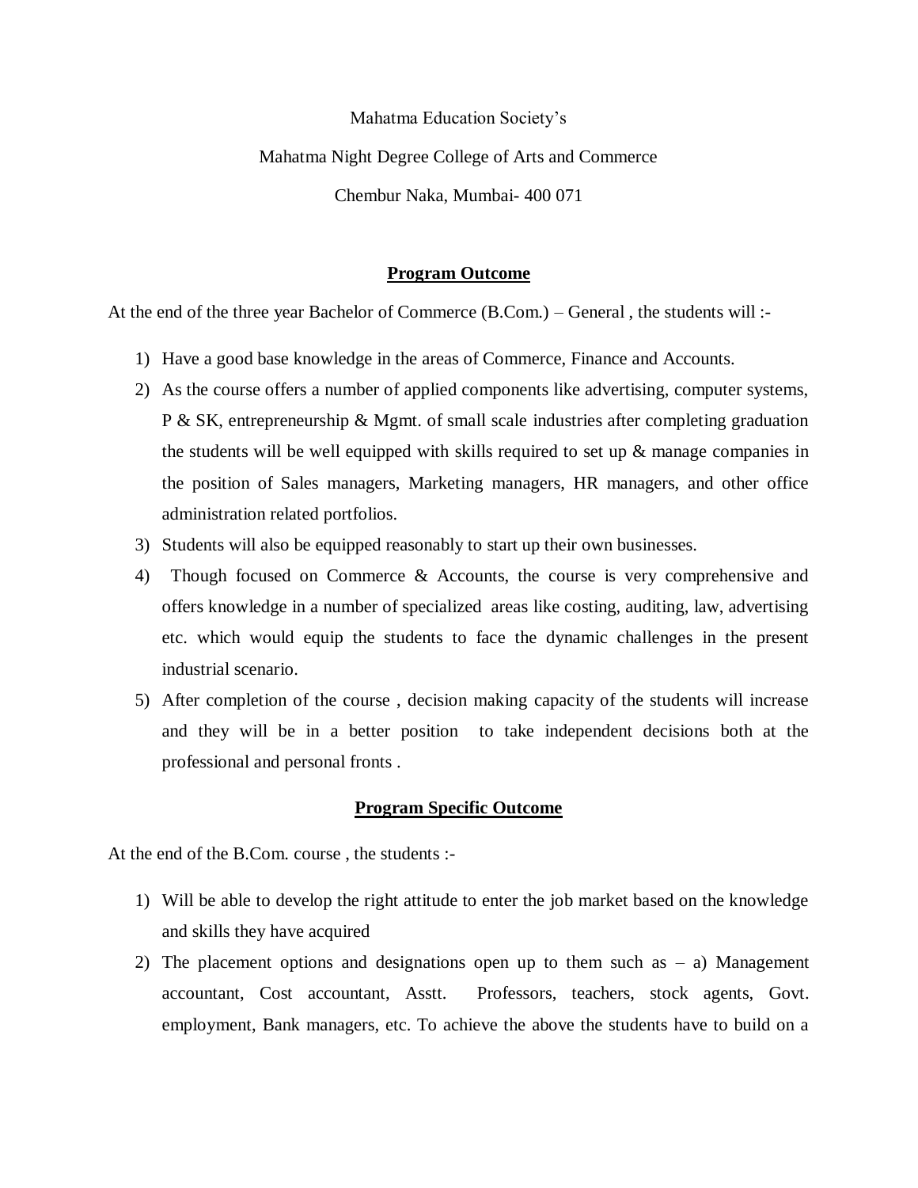Mahatma Education Society's

Mahatma Night Degree College of Arts and Commerce

Chembur Naka, Mumbai- 400 071

## Program Outcome

At the end of the three year Bachelor of Commerce (B.Com.) – General , the students will :-

1) Have a good base knowledge in the areas of Commerce, Finance and Accounts.
2) As the course offers a number of applied components like advertising, computer systems, P & SK, entrepreneurship & Mgmt. of small scale industries after completing graduation the students will be well equipped with skills required to set up & manage companies in the position of Sales managers, Marketing managers, HR managers, and other office administration related portfolios.
3) Students will also be equipped reasonably to start up their own businesses.
4) Though focused on Commerce & Accounts, the course is very comprehensive and offers knowledge in a number of specialized areas like costing, auditing, law, advertising etc. which would equip the students to face the dynamic challenges in the present industrial scenario.
5) After completion of the course , decision making capacity of the students will increase and they will be in a better position to take independent decisions both at the professional and personal fronts .

## Program Specific Outcome

At the end of the B.Com. course , the students :-

1) Will be able to develop the right attitude to enter the job market based on the knowledge and skills they have acquired
2) The placement options and designations open up to them such as – a) Management accountant, Cost accountant, Asstt. Professors, teachers, stock agents, Govt. employment, Bank managers, etc. To achieve the above the students have to build on a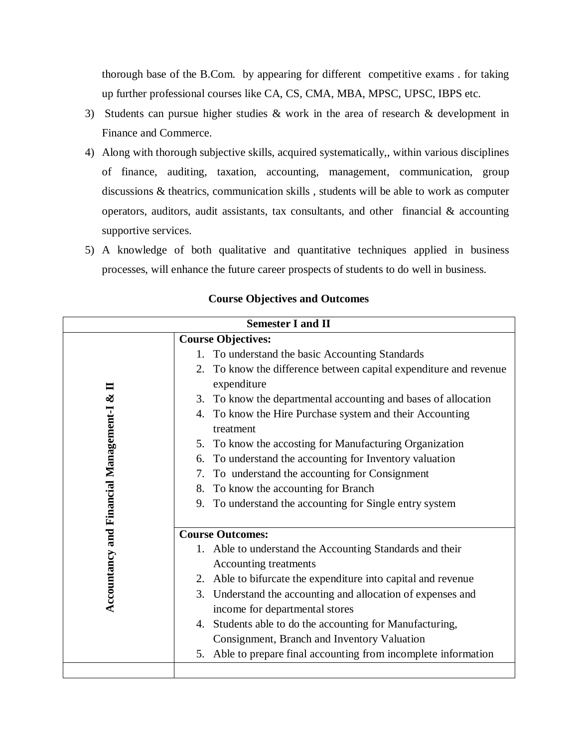thorough base of the B.Com. by appearing for different competitive exams . for taking up further professional courses like CA, CS, CMA, MBA, MPSC, UPSC, IBPS etc.

3) Students can pursue higher studies & work in the area of research & development in Finance and Commerce.
4) Along with thorough subjective skills, acquired systematically,, within various disciplines of finance, auditing, taxation, accounting, management, communication, group discussions & theatrics, communication skills , students will be able to work as computer operators, auditors, audit assistants, tax consultants, and other financial & accounting supportive services.
5) A knowledge of both qualitative and quantitative techniques applied in business processes, will enhance the future career prospects of students to do well in business.

**Course Objectives and Outcomes**

| **Semester I and II** | |
|---|---|
| **Accountancy and Financial Management-I & II** | **Course Objectives:**<br>1. To understand the basic Accounting Standards<br>2. To know the difference between capital expenditure and revenue expenditure<br>3. To know the departmental accounting and bases of allocation<br>4. To know the Hire Purchase system and their Accounting treatment<br>5. To know the accosting for Manufacturing Organization<br>6. To understand the accounting for Inventory valuation<br>7. To understand the accounting for Consignment<br>8. To know the accounting for Branch<br>9. To understand the accounting for Single entry system |
| | **Course Outcomes:**<br>1. Able to understand the Accounting Standards and their Accounting treatments<br>2. Able to bifurcate the expenditure into capital and revenue<br>3. Understand the accounting and allocation of expenses and income for departmental stores<br>4. Students able to do the accounting for Manufacturing, Consignment, Branch and Inventory Valuation<br>5. Able to prepare final accounting from incomplete information |
| | |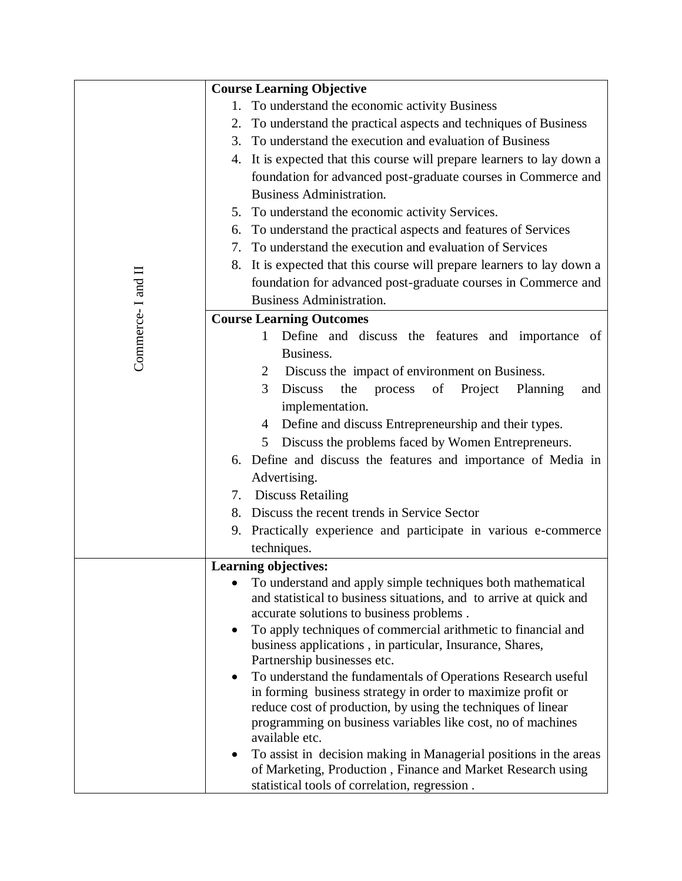| | |
|---|---|
| Commerce- I and II | **Course Learning Objective**<br>1. To understand the economic activity Business<br>2. To understand the practical aspects and techniques of Business<br>3. To understand the execution and evaluation of Business<br>4. It is expected that this course will prepare learners to lay down a foundation for advanced post-graduate courses in Commerce and Business Administration.<br>5. To understand the economic activity Services.<br>6. To understand the practical aspects and features of Services<br>7. To understand the execution and evaluation of Services<br>8. It is expected that this course will prepare learners to lay down a foundation for advanced post-graduate courses in Commerce and Business Administration. |
| | **Course Learning Outcomes**<br>1 Define and discuss the features and importance of Business.<br>2 Discuss the impact of environment on Business.<br>3 Discuss the process of Project Planning and implementation.<br>4 Define and discuss Entrepreneurship and their types.<br>5 Discuss the problems faced by Women Entrepreneurs.<br>6. Define and discuss the features and importance of Media in Advertising.<br>7. Discuss Retailing<br>8. Discuss the recent trends in Service Sector<br>9. Practically experience and participate in various e-commerce techniques. |
| | **Learning objectives:**<br>• To understand and apply simple techniques both mathematical and statistical to business situations, and to arrive at quick and accurate solutions to business problems .<br>• To apply techniques of commercial arithmetic to financial and business applications , in particular, Insurance, Shares, Partnership businesses etc.<br>• To understand the fundamentals of Operations Research useful in forming business strategy in order to maximize profit or reduce cost of production, by using the techniques of linear programming on business variables like cost, no of machines available etc.<br>• To assist in decision making in Managerial positions in the areas of Marketing, Production , Finance and Market Research using statistical tools of correlation, regression . |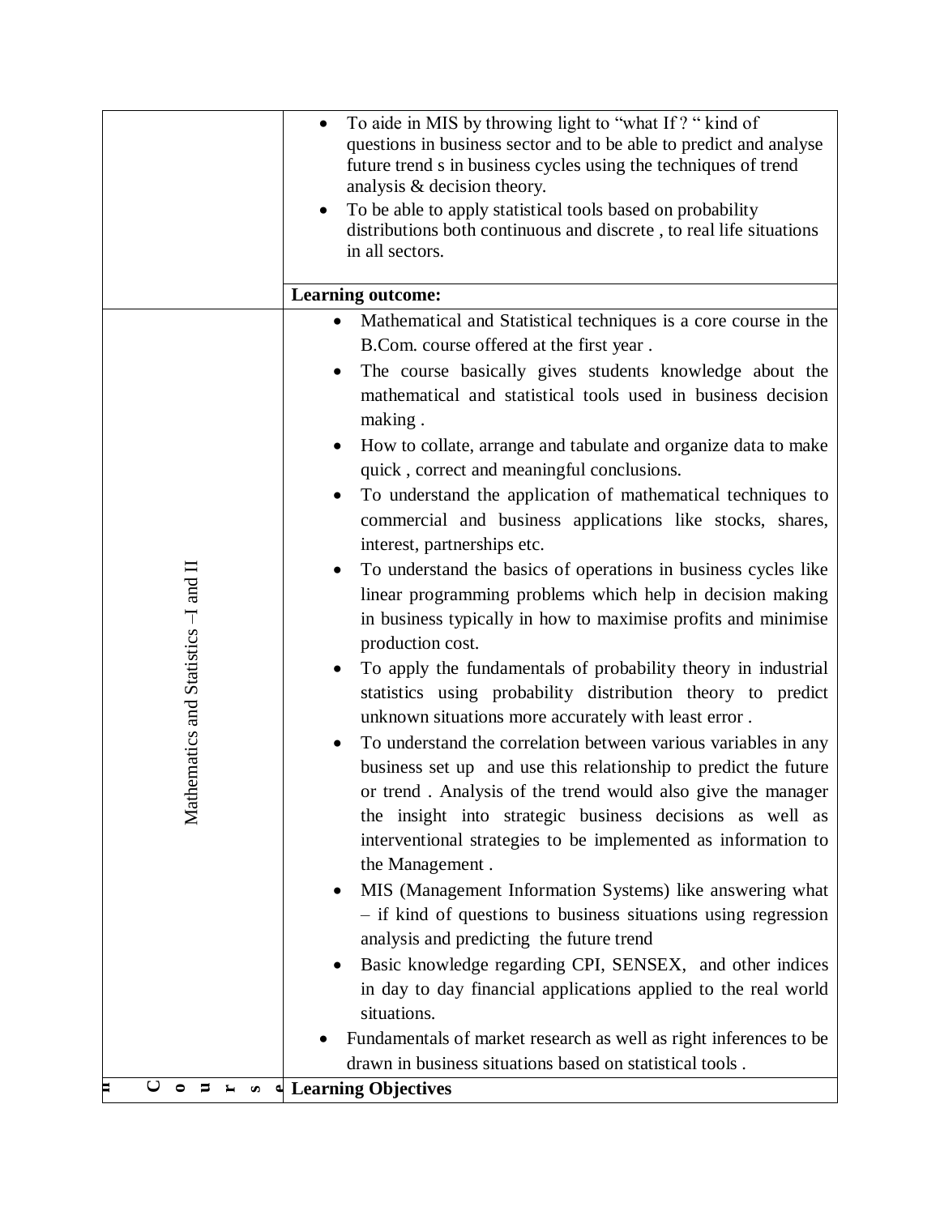| | |
|---|---|
| | • To aide in MIS by throwing light to "what If ? " kind of questions in business sector and to be able to predict and analyse future trend s in business cycles using the techniques of trend analysis & decision theory.<br>• To be able to apply statistical tools based on probability distributions both continuous and discrete , to real life situations in all sectors. |
| | **Learning outcome:** |
| Mathematics and Statistics –I and II | • Mathematical and Statistical techniques is a core course in the B.Com. course offered at the first year .<br>• The course basically gives students knowledge about the mathematical and statistical tools used in business decision making .<br>• How to collate, arrange and tabulate and organize data to make quick , correct and meaningful conclusions.<br>• To understand the application of mathematical techniques to commercial and business applications like stocks, shares, interest, partnerships etc.<br>• To understand the basics of operations in business cycles like linear programming problems which help in decision making in business typically in how to maximise profits and minimise production cost.<br>• To apply the fundamentals of probability theory in industrial statistics using probability distribution theory to predict unknown situations more accurately with least error .<br>• To understand the correlation between various variables in any business set up and use this relationship to predict the future or trend . Analysis of the trend would also give the manager the insight into strategic business decisions as well as interventional strategies to be implemented as information to the Management .<br>• MIS (Management Information Systems) like answering what – if kind of questions to business situations using regression analysis and predicting the future trend<br>• Basic knowledge regarding CPI, SENSEX, and other indices in day to day financial applications applied to the real world situations.<br>• Fundamentals of market research as well as right inferences to be drawn in business situations based on statistical tools . |
| n Course | **Learning Objectives** |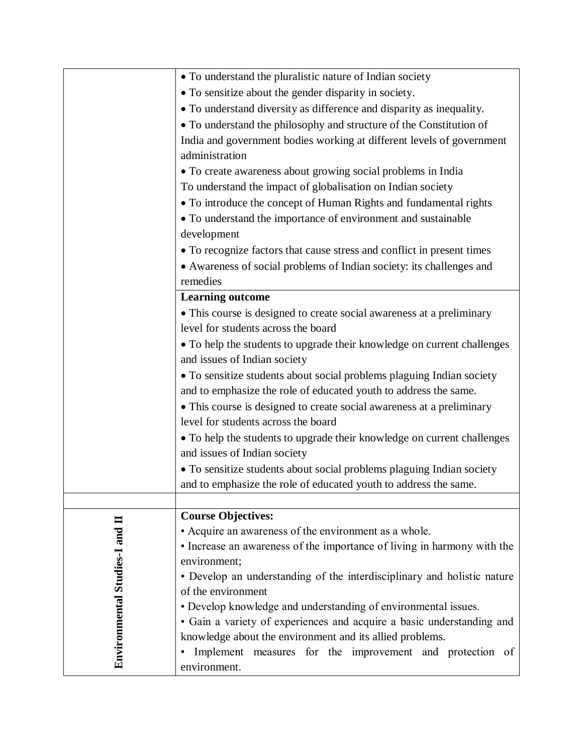| | |
|---|---|
| | • To understand the pluralistic nature of Indian society<br>• To sensitize about the gender disparity in society.<br>• To understand diversity as difference and disparity as inequality.<br>• To understand the philosophy and structure of the Constitution of India and government bodies working at different levels of government administration<br>• To create awareness about growing social problems in India<br>To understand the impact of globalisation on Indian society<br>• To introduce the concept of Human Rights and fundamental rights<br>• To understand the importance of environment and sustainable development<br>• To recognize factors that cause stress and conflict in present times<br>• Awareness of social problems of Indian society: its challenges and remedies |
| | **Learning outcome**<br>• This course is designed to create social awareness at a preliminary level for students across the board<br>• To help the students to upgrade their knowledge on current challenges and issues of Indian society<br>• To sensitize students about social problems plaguing Indian society and to emphasize the role of educated youth to address the same.<br>• This course is designed to create social awareness at a preliminary level for students across the board<br>• To help the students to upgrade their knowledge on current challenges and issues of Indian society<br>• To sensitize students about social problems plaguing Indian society and to emphasize the role of educated youth to address the same. |
| | |
| **Environmental Studies-I and II** | **Course Objectives:**<br>• Acquire an awareness of the environment as a whole.<br>• Increase an awareness of the importance of living in harmony with the environment;<br>• Develop an understanding of the interdisciplinary and holistic nature of the environment<br>• Develop knowledge and understanding of environmental issues.<br>• Gain a variety of experiences and acquire a basic understanding and knowledge about the environment and its allied problems.<br>• Implement measures for the improvement and protection of environment. |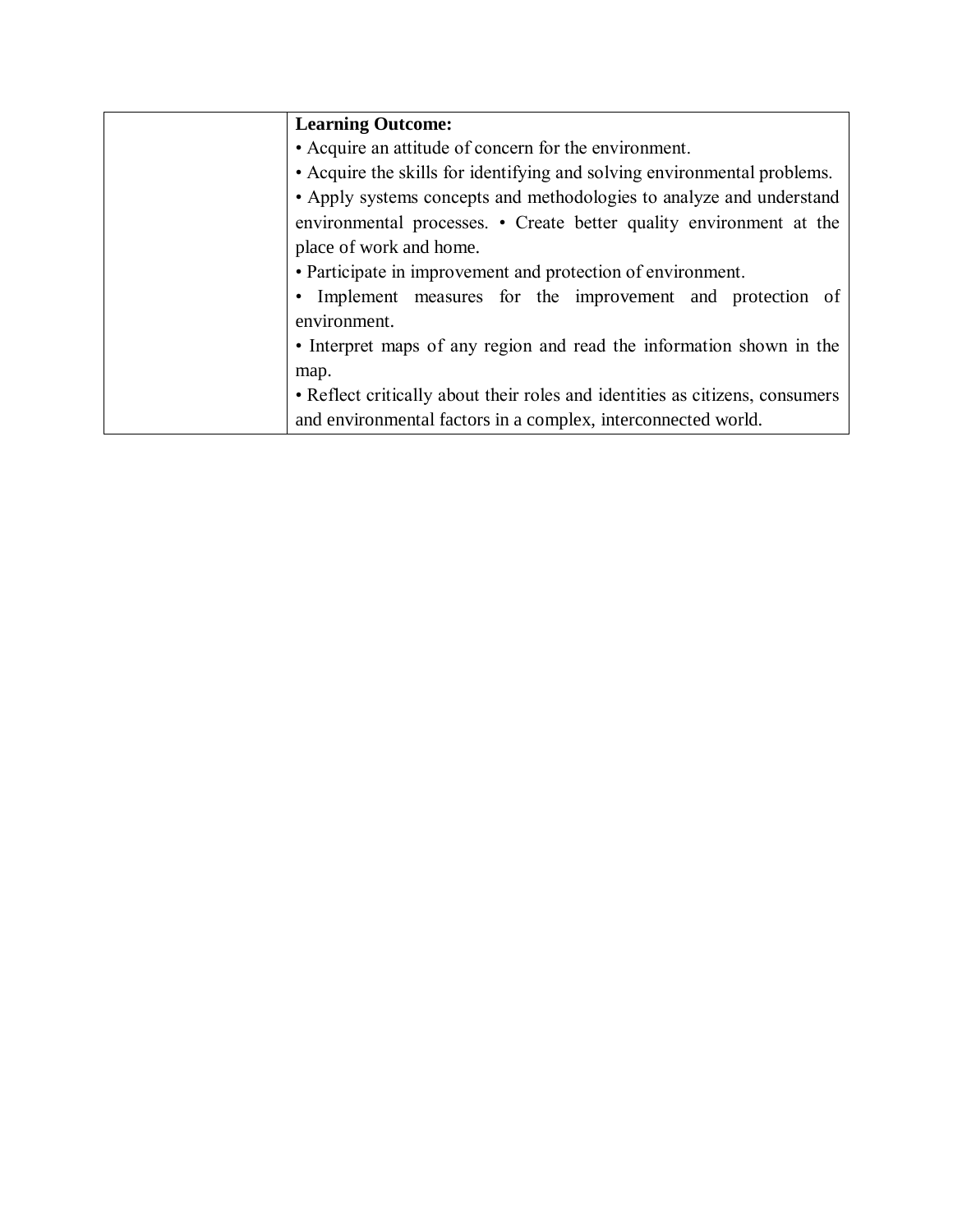|  | **Learning Outcome:**<br>• Acquire an attitude of concern for the environment.<br>• Acquire the skills for identifying and solving environmental problems.<br>• Apply systems concepts and methodologies to analyze and understand environmental processes. • Create better quality environment at the place of work and home.<br>• Participate in improvement and protection of environment.<br>• Implement measures for the improvement and protection of environment.<br>• Interpret maps of any region and read the information shown in the map.<br>• Reflect critically about their roles and identities as citizens, consumers and environmental factors in a complex, interconnected world. |
|---|---|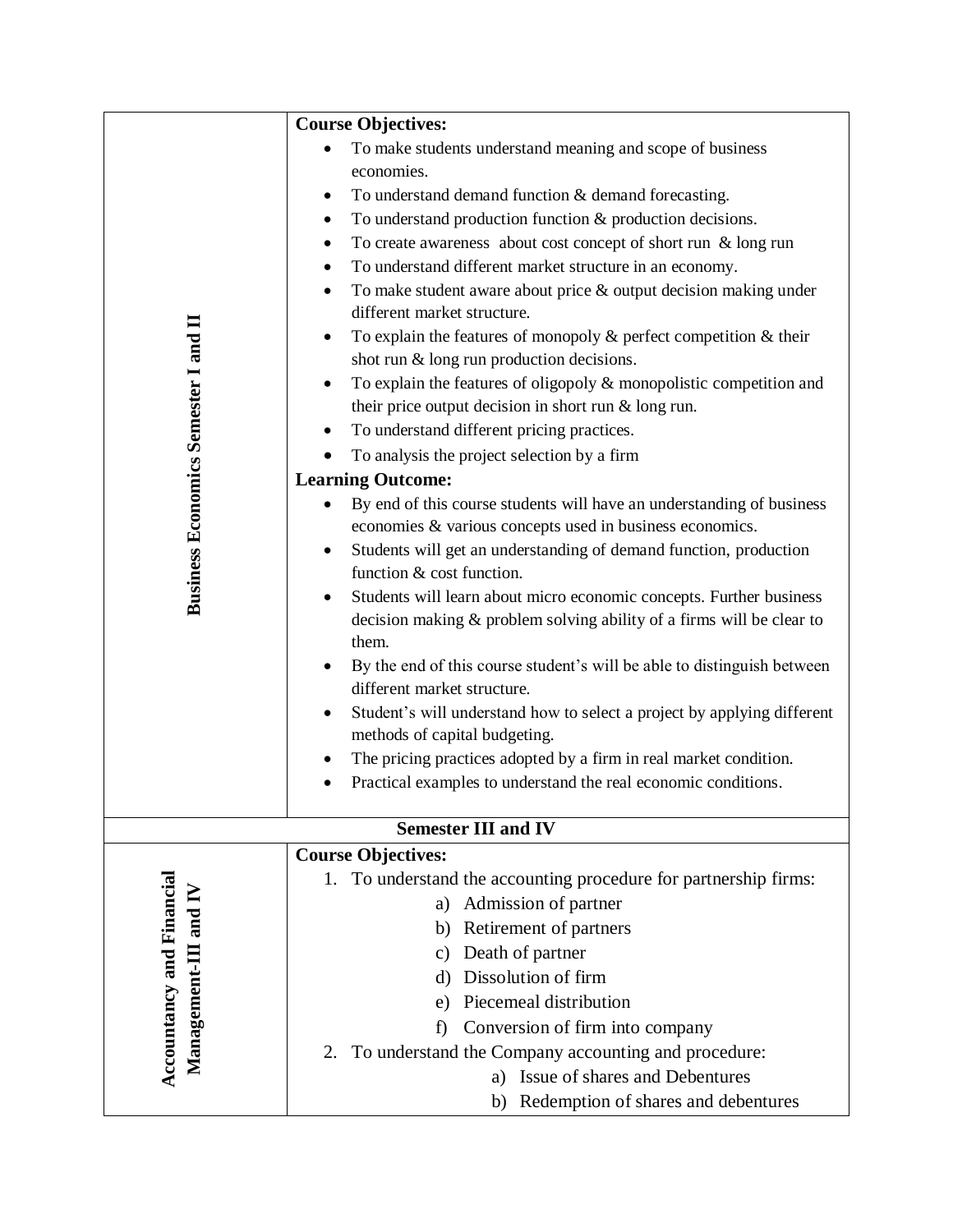| | |
|---|---|
| **Business Economics Semester I and II** | **Course Objectives:**<br>• To make students understand meaning and scope of business economies.<br>• To understand demand function & demand forecasting.<br>• To understand production function & production decisions.<br>• To create awareness about cost concept of short run & long run<br>• To understand different market structure in an economy.<br>• To make student aware about price & output decision making under different market structure.<br>• To explain the features of monopoly & perfect competition & their shot run & long run production decisions.<br>• To explain the features of oligopoly & monopolistic competition and their price output decision in short run & long run.<br>• To understand different pricing practices.<br>• To analysis the project selection by a firm<br>**Learning Outcome:**<br>• By end of this course students will have an understanding of business economies & various concepts used in business economics.<br>• Students will get an understanding of demand function, production function & cost function.<br>• Students will learn about micro economic concepts. Further business decision making & problem solving ability of a firms will be clear to them.<br>• By the end of this course student's will be able to distinguish between different market structure.<br>• Student's will understand how to select a project by applying different methods of capital budgeting.<br>• The pricing practices adopted by a firm in real market condition.<br>• Practical examples to understand the real economic conditions. |
| **Semester III and IV** | |
| **Accountancy and Financial Management-III and IV** | **Course Objectives:**<br>1. To understand the accounting procedure for partnership firms:<br>a) Admission of partner<br>b) Retirement of partners<br>c) Death of partner<br>d) Dissolution of firm<br>e) Piecemeal distribution<br>f) Conversion of firm into company<br>2. To understand the Company accounting and procedure:<br>a) Issue of shares and Debentures<br>b) Redemption of shares and debentures |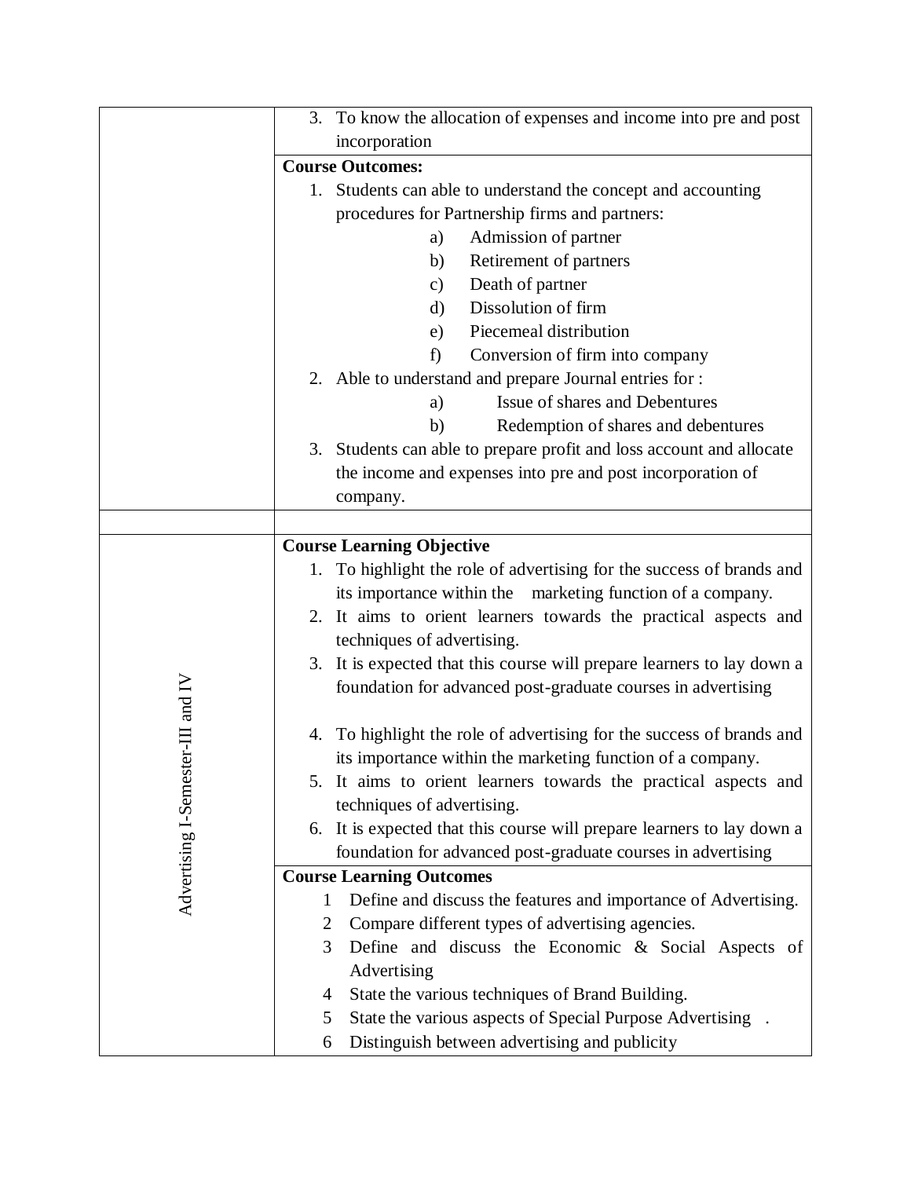| | |
|---|---|
| | 3. To know the allocation of expenses and income into pre and post incorporation |
| | **Course Outcomes:**<br>1. Students can able to understand the concept and accounting procedures for Partnership firms and partners:<br>a) Admission of partner<br>b) Retirement of partners<br>c) Death of partner<br>d) Dissolution of firm<br>e) Piecemeal distribution<br>f) Conversion of firm into company<br>2. Able to understand and prepare Journal entries for :<br>a) Issue of shares and Debentures<br>b) Redemption of shares and debentures<br>3. Students can able to prepare profit and loss account and allocate the income and expenses into pre and post incorporation of company. |
| | |
| Advertising I-Semester-III and IV | **Course Learning Objective**<br>1. To highlight the role of advertising for the success of brands and its importance within the marketing function of a company.<br>2. It aims to orient learners towards the practical aspects and techniques of advertising.<br>3. It is expected that this course will prepare learners to lay down a foundation for advanced post-graduate courses in advertising<br>4. To highlight the role of advertising for the success of brands and its importance within the marketing function of a company.<br>5. It aims to orient learners towards the practical aspects and techniques of advertising.<br>6. It is expected that this course will prepare learners to lay down a foundation for advanced post-graduate courses in advertising |
| | **Course Learning Outcomes**<br>1 Define and discuss the features and importance of Advertising.<br>2 Compare different types of advertising agencies.<br>3 Define and discuss the Economic & Social Aspects of Advertising<br>4 State the various techniques of Brand Building.<br>5 State the various aspects of Special Purpose Advertising .<br>6 Distinguish between advertising and publicity |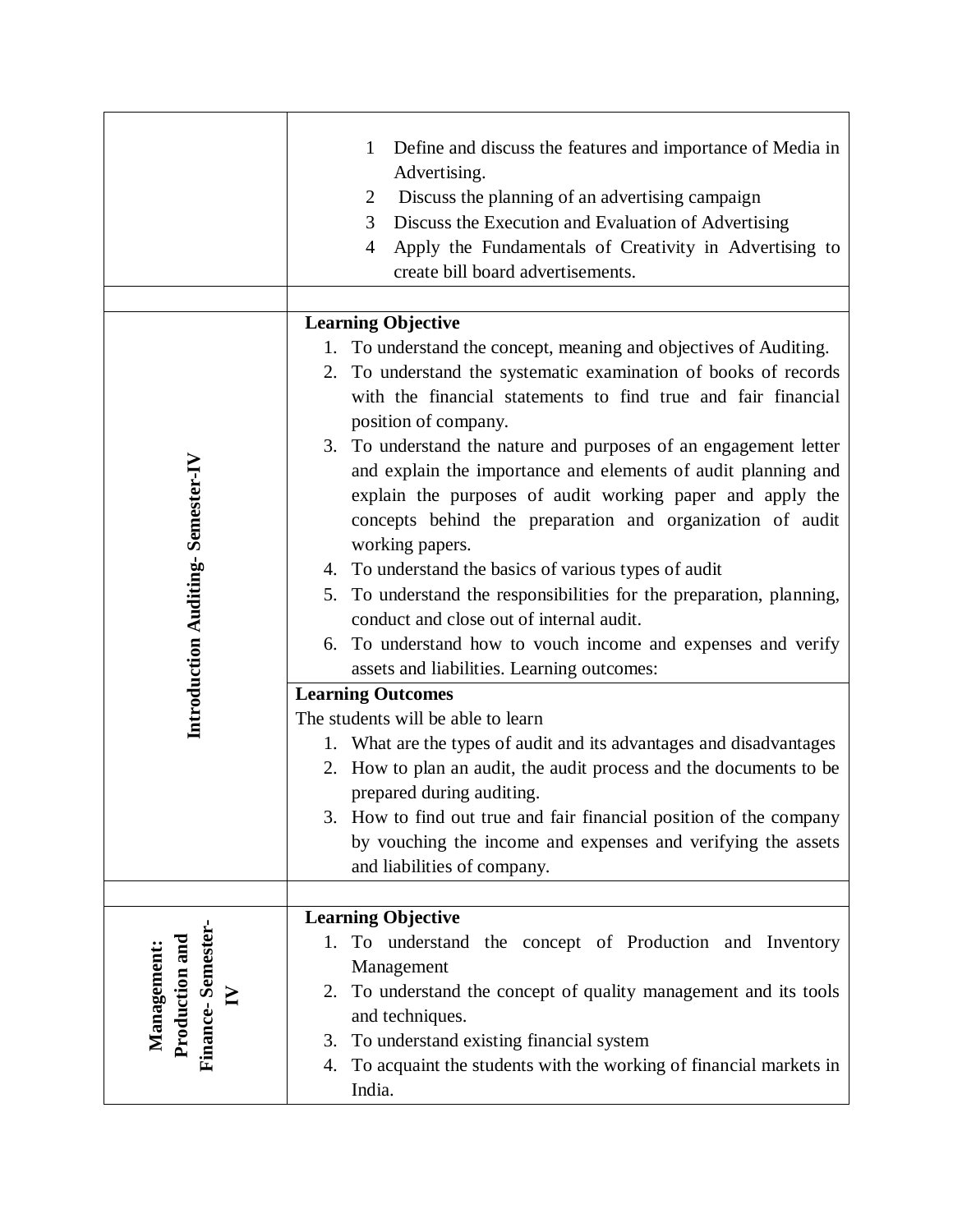| | |
|---|---|
| | 1 Define and discuss the features and importance of Media in Advertising.<br>2 Discuss the planning of an advertising campaign<br>3 Discuss the Execution and Evaluation of Advertising<br>4 Apply the Fundamentals of Creativity in Advertising to create bill board advertisements. |
| | |
| **Introduction Auditing- Semester-IV** | **Learning Objective**<br>1. To understand the concept, meaning and objectives of Auditing.<br>2. To understand the systematic examination of books of records with the financial statements to find true and fair financial position of company.<br>3. To understand the nature and purposes of an engagement letter and explain the importance and elements of audit planning and explain the purposes of audit working paper and apply the concepts behind the preparation and organization of audit working papers.<br>4. To understand the basics of various types of audit<br>5. To understand the responsibilities for the preparation, planning, conduct and close out of internal audit.<br>6. To understand how to vouch income and expenses and verify assets and liabilities. Learning outcomes: |
| | **Learning Outcomes**<br>The students will be able to learn<br>1. What are the types of audit and its advantages and disadvantages<br>2. How to plan an audit, the audit process and the documents to be prepared during auditing.<br>3. How to find out true and fair financial position of the company by vouching the income and expenses and verifying the assets and liabilities of company. |
| | |
| **Management: Production and Finance- Semester-IV** | **Learning Objective**<br>1. To understand the concept of Production and Inventory Management<br>2. To understand the concept of quality management and its tools and techniques.<br>3. To understand existing financial system<br>4. To acquaint the students with the working of financial markets in India. |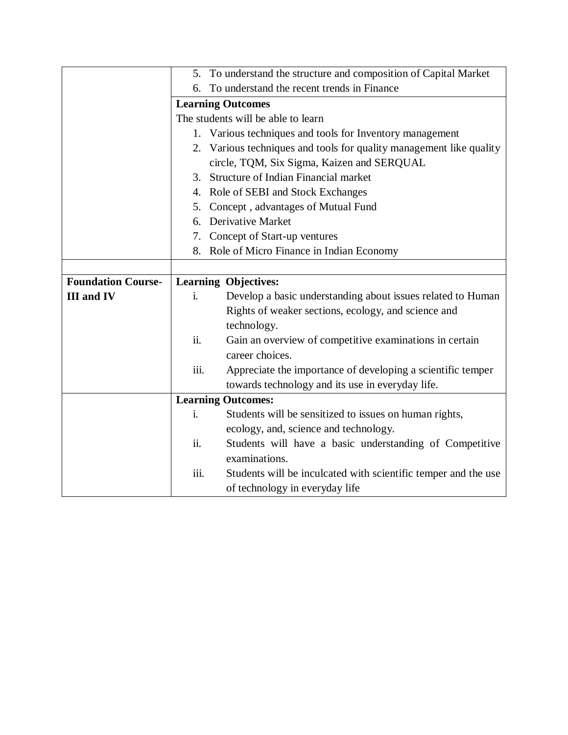| | |
|---|---|
| | 5. To understand the structure and composition of Capital Market<br>6. To understand the recent trends in Finance |
| | **Learning Outcomes**<br>The students will be able to learn<br>1. Various techniques and tools for Inventory management<br>2. Various techniques and tools for quality management like quality circle, TQM, Six Sigma, Kaizen and SERQUAL<br>3. Structure of Indian Financial market<br>4. Role of SEBI and Stock Exchanges<br>5. Concept , advantages of Mutual Fund<br>6. Derivative Market<br>7. Concept of Start-up ventures<br>8. Role of Micro Finance in Indian Economy |
| | |
| **Foundation Course-III and IV** | **Learning Objectives:**<br>i. Develop a basic understanding about issues related to Human Rights of weaker sections, ecology, and science and technology.<br>ii. Gain an overview of competitive examinations in certain career choices.<br>iii. Appreciate the importance of developing a scientific temper towards technology and its use in everyday life. |
| | **Learning Outcomes:**<br>i. Students will be sensitized to issues on human rights, ecology, and, science and technology.<br>ii. Students will have a basic understanding of Competitive examinations.<br>iii. Students will be inculcated with scientific temper and the use of technology in everyday life |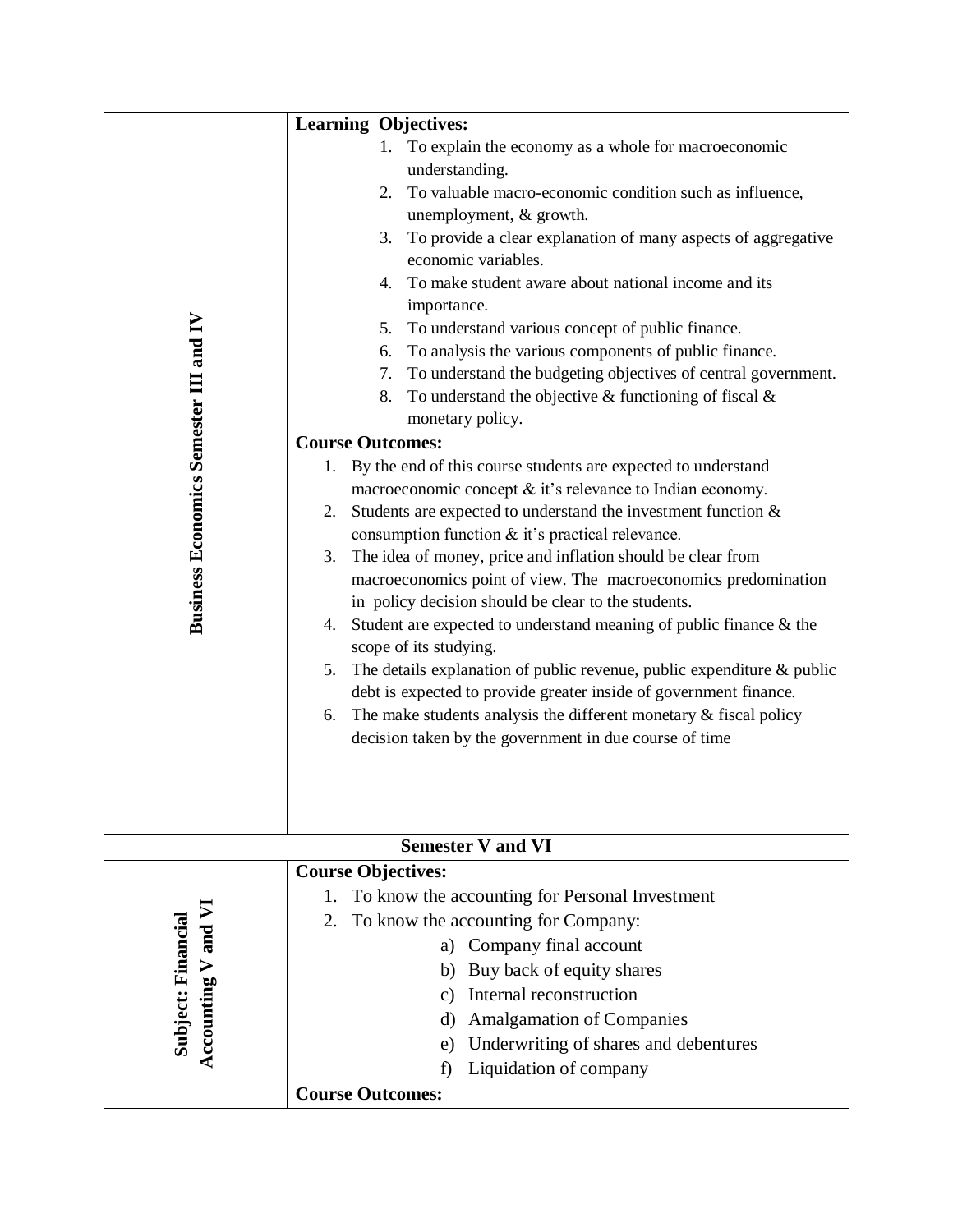| | |
|---|---|
| **Business Economics Semester III and IV** | **Learning Objectives:**<br>1. To explain the economy as a whole for macroeconomic understanding.<br>2. To valuable macro-economic condition such as influence, unemployment, & growth.<br>3. To provide a clear explanation of many aspects of aggregative economic variables.<br>4. To make student aware about national income and its importance.<br>5. To understand various concept of public finance.<br>6. To analysis the various components of public finance.<br>7. To understand the budgeting objectives of central government.<br>8. To understand the objective & functioning of fiscal & monetary policy.<br>**Course Outcomes:**<br>1. By the end of this course students are expected to understand macroeconomic concept & it's relevance to Indian economy.<br>2. Students are expected to understand the investment function & consumption function & it's practical relevance.<br>3. The idea of money, price and inflation should be clear from macroeconomics point of view. The macroeconomics predomination in policy decision should be clear to the students.<br>4. Student are expected to understand meaning of public finance & the scope of its studying.<br>5. The details explanation of public revenue, public expenditure & public debt is expected to provide greater inside of government finance.<br>6. The make students analysis the different monetary & fiscal policy decision taken by the government in due course of time |
| **Semester V and VI** | |
| **Subject: Financial Accounting V and VI** | **Course Objectives:**<br>1. To know the accounting for Personal Investment<br>2. To know the accounting for Company:<br>a) Company final account<br>b) Buy back of equity shares<br>c) Internal reconstruction<br>d) Amalgamation of Companies<br>e) Underwriting of shares and debentures<br>f) Liquidation of company<br>**Course Outcomes:** |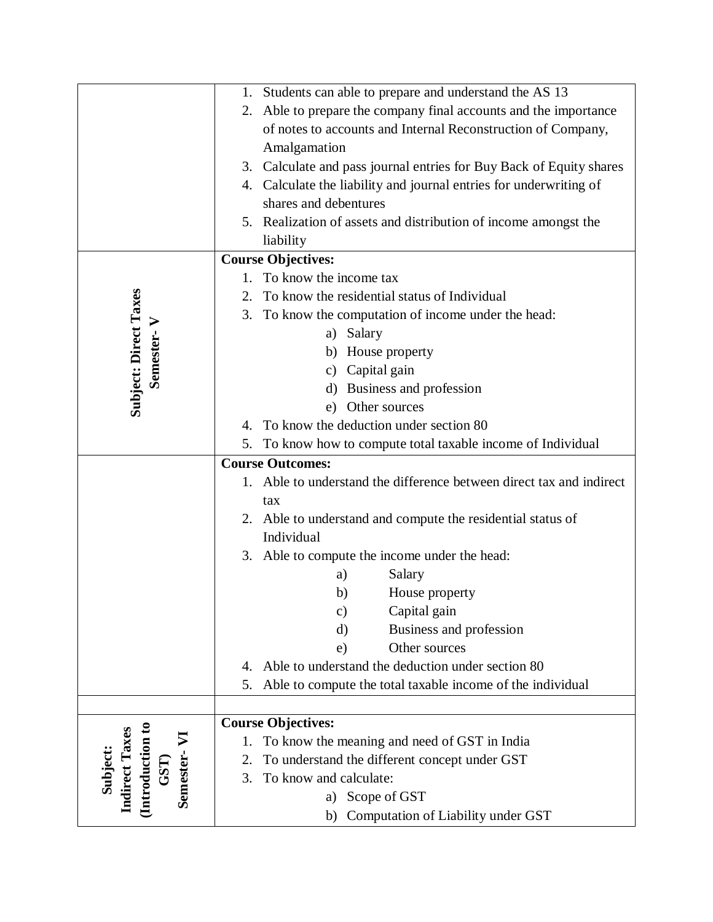| | |
|---|---|
| | 1. Students can able to prepare and understand the AS 13<br>2. Able to prepare the company final accounts and the importance of notes to accounts and Internal Reconstruction of Company, Amalgamation<br>3. Calculate and pass journal entries for Buy Back of Equity shares<br>4. Calculate the liability and journal entries for underwriting of shares and debentures<br>5. Realization of assets and distribution of income amongst the liability |
| **Subject: Direct Taxes Semester- V** | **Course Objectives:**<br>1. To know the income tax<br>2. To know the residential status of Individual<br>3. To know the computation of income under the head:<br>a) Salary<br>b) House property<br>c) Capital gain<br>d) Business and profession<br>e) Other sources<br>4. To know the deduction under section 80<br>5. To know how to compute total taxable income of Individual |
| | **Course Outcomes:**<br>1. Able to understand the difference between direct tax and indirect tax<br>2. Able to understand and compute the residential status of Individual<br>3. Able to compute the income under the head:<br>a) Salary<br>b) House property<br>c) Capital gain<br>d) Business and profession<br>e) Other sources<br>4. Able to understand the deduction under section 80<br>5. Able to compute the total taxable income of the individual |
| | |
| **Subject: Indirect Taxes (Introduction to GST) Semester- VI** | **Course Objectives:**<br>1. To know the meaning and need of GST in India<br>2. To understand the different concept under GST<br>3. To know and calculate:<br>a) Scope of GST<br>b) Computation of Liability under GST |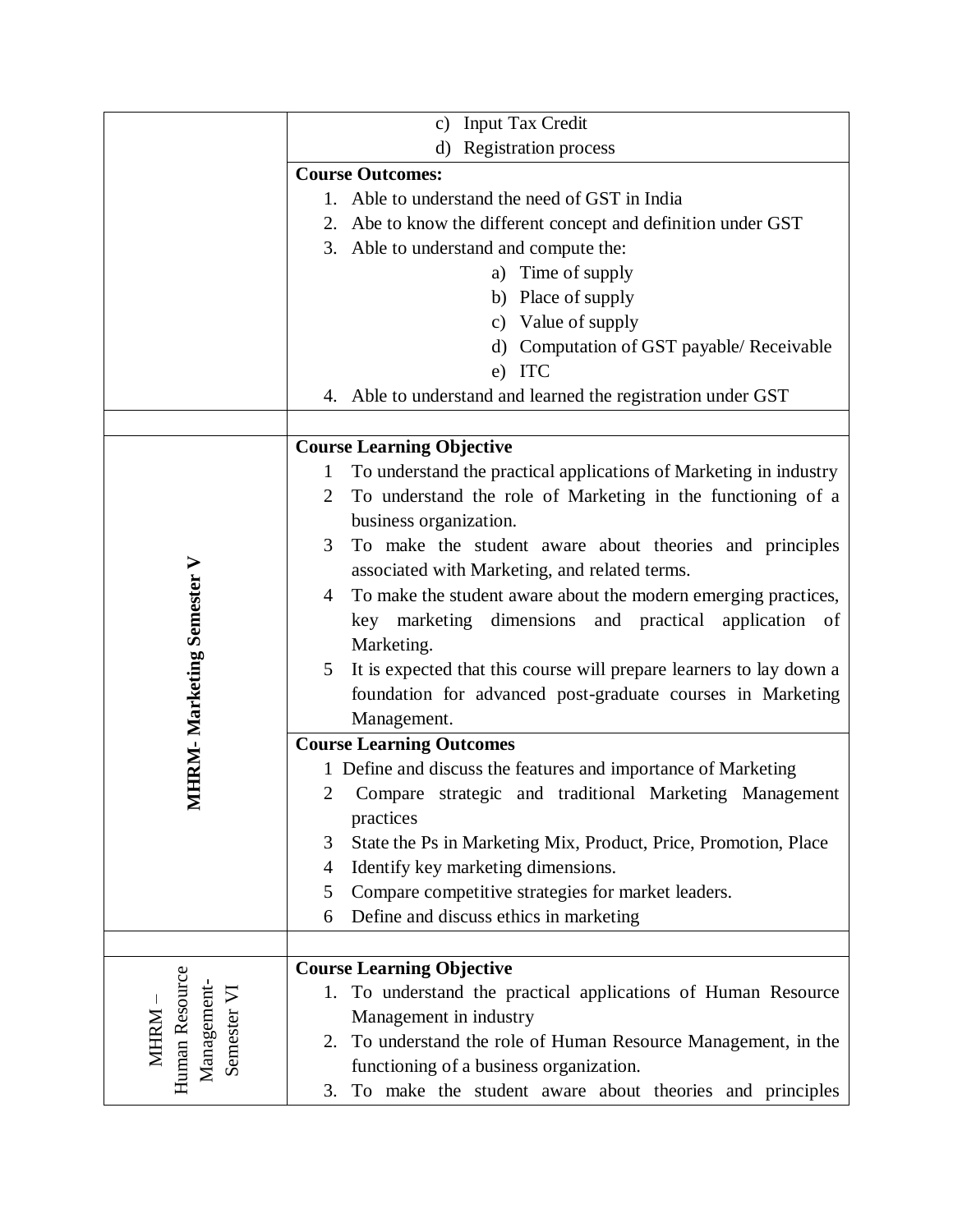| | |
|---|---|
| | c) Input Tax Credit<br>d) Registration process |
| | **Course Outcomes:**<br>1. Able to understand the need of GST in India<br>2. Abe to know the different concept and definition under GST<br>3. Able to understand and compute the:<br>a) Time of supply<br>b) Place of supply<br>c) Value of supply<br>d) Computation of GST payable/ Receivable<br>e) ITC<br>4. Able to understand and learned the registration under GST |
| | |
| **MHRM- Marketing Semester V** | **Course Learning Objective**<br>1 To understand the practical applications of Marketing in industry<br>2 To understand the role of Marketing in the functioning of a business organization.<br>3 To make the student aware about theories and principles associated with Marketing, and related terms.<br>4 To make the student aware about the modern emerging practices, key marketing dimensions and practical application of Marketing.<br>5 It is expected that this course will prepare learners to lay down a foundation for advanced post-graduate courses in Marketing Management. |
| | **Course Learning Outcomes**<br>1 Define and discuss the features and importance of Marketing<br>2 Compare strategic and traditional Marketing Management practices<br>3 State the Ps in Marketing Mix, Product, Price, Promotion, Place<br>4 Identify key marketing dimensions.<br>5 Compare competitive strategies for market leaders.<br>6 Define and discuss ethics in marketing |
| | |
| MHRM – Human Resource Management-Semester VI | **Course Learning Objective**<br>1. To understand the practical applications of Human Resource Management in industry<br>2. To understand the role of Human Resource Management, in the functioning of a business organization.<br>3. To make the student aware about theories and principles |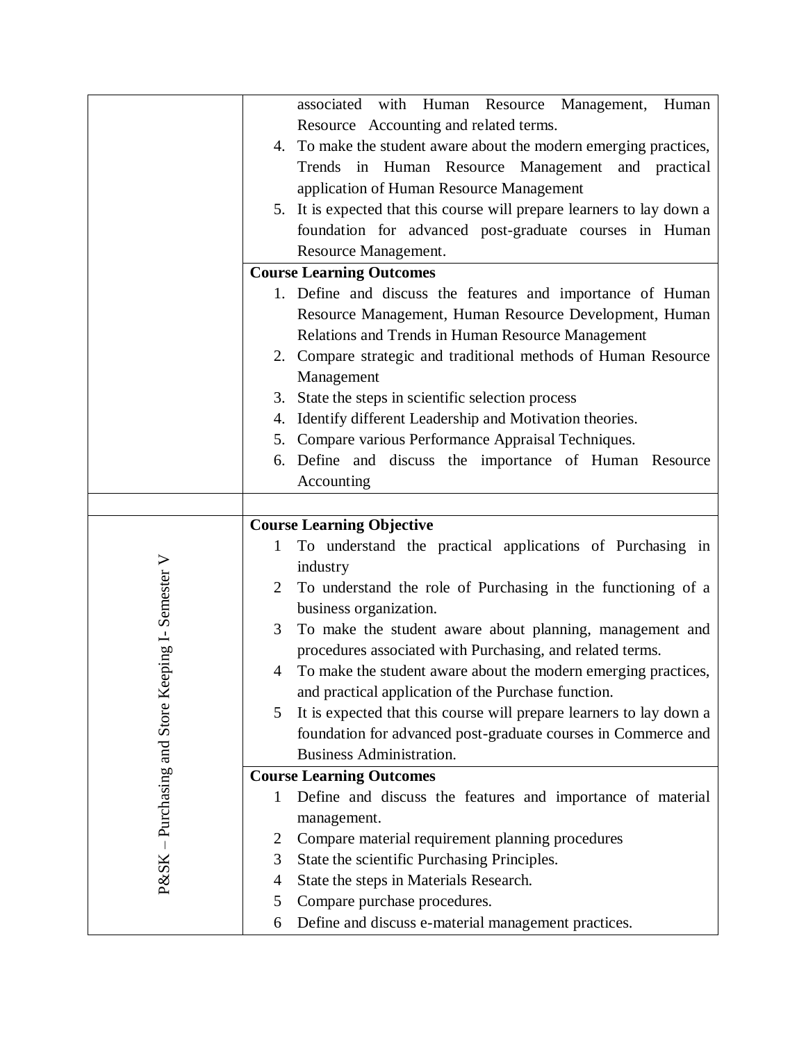| | |
|---|---|
| | associated with Human Resource Management, Human Resource Accounting and related terms.<br>4. To make the student aware about the modern emerging practices, Trends in Human Resource Management and practical application of Human Resource Management<br>5. It is expected that this course will prepare learners to lay down a foundation for advanced post-graduate courses in Human Resource Management. |
| | **Course Learning Outcomes**<br>1. Define and discuss the features and importance of Human Resource Management, Human Resource Development, Human Relations and Trends in Human Resource Management<br>2. Compare strategic and traditional methods of Human Resource Management<br>3. State the steps in scientific selection process<br>4. Identify different Leadership and Motivation theories.<br>5. Compare various Performance Appraisal Techniques.<br>6. Define and discuss the importance of Human Resource Accounting |
| | |
| P&SK – Purchasing and Store Keeping I- Semester V | **Course Learning Objective**<br>1 To understand the practical applications of Purchasing in industry<br>2 To understand the role of Purchasing in the functioning of a business organization.<br>3 To make the student aware about planning, management and procedures associated with Purchasing, and related terms.<br>4 To make the student aware about the modern emerging practices, and practical application of the Purchase function.<br>5 It is expected that this course will prepare learners to lay down a foundation for advanced post-graduate courses in Commerce and Business Administration. |
| | **Course Learning Outcomes**<br>1 Define and discuss the features and importance of material management.<br>2 Compare material requirement planning procedures<br>3 State the scientific Purchasing Principles.<br>4 State the steps in Materials Research.<br>5 Compare purchase procedures.<br>6 Define and discuss e-material management practices. |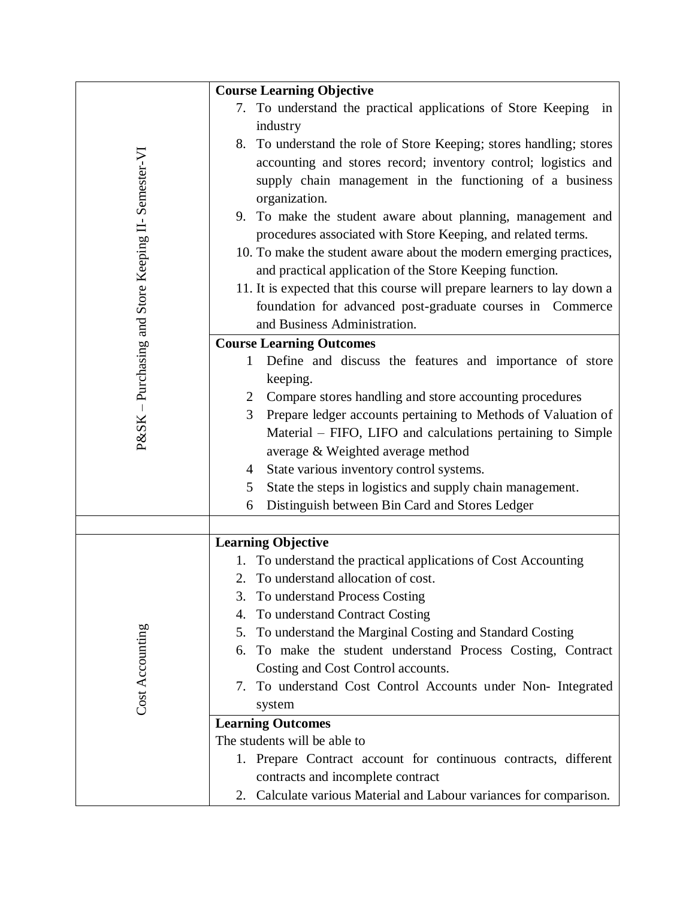| | |
|---|---|
| P&SK – Purchasing and Store Keeping II- Semester-VI | **Course Learning Objective**<br>7. To understand the practical applications of Store Keeping in industry<br>8. To understand the role of Store Keeping; stores handling; stores accounting and stores record; inventory control; logistics and supply chain management in the functioning of a business organization.<br>9. To make the student aware about planning, management and procedures associated with Store Keeping, and related terms.<br>10. To make the student aware about the modern emerging practices, and practical application of the Store Keeping function.<br>11. It is expected that this course will prepare learners to lay down a foundation for advanced post-graduate courses in Commerce and Business Administration. |
| | **Course Learning Outcomes**<br>1 Define and discuss the features and importance of store keeping.<br>2 Compare stores handling and store accounting procedures<br>3 Prepare ledger accounts pertaining to Methods of Valuation of Material – FIFO, LIFO and calculations pertaining to Simple average & Weighted average method<br>4 State various inventory control systems.<br>5 State the steps in logistics and supply chain management.<br>6 Distinguish between Bin Card and Stores Ledger |
| | |
| Cost Accounting | **Learning Objective**<br>1. To understand the practical applications of Cost Accounting<br>2. To understand allocation of cost.<br>3. To understand Process Costing<br>4. To understand Contract Costing<br>5. To understand the Marginal Costing and Standard Costing<br>6. To make the student understand Process Costing, Contract Costing and Cost Control accounts.<br>7. To understand Cost Control Accounts under Non- Integrated system |
| | **Learning Outcomes**<br>The students will be able to<br>1. Prepare Contract account for continuous contracts, different contracts and incomplete contract<br>2. Calculate various Material and Labour variances for comparison. |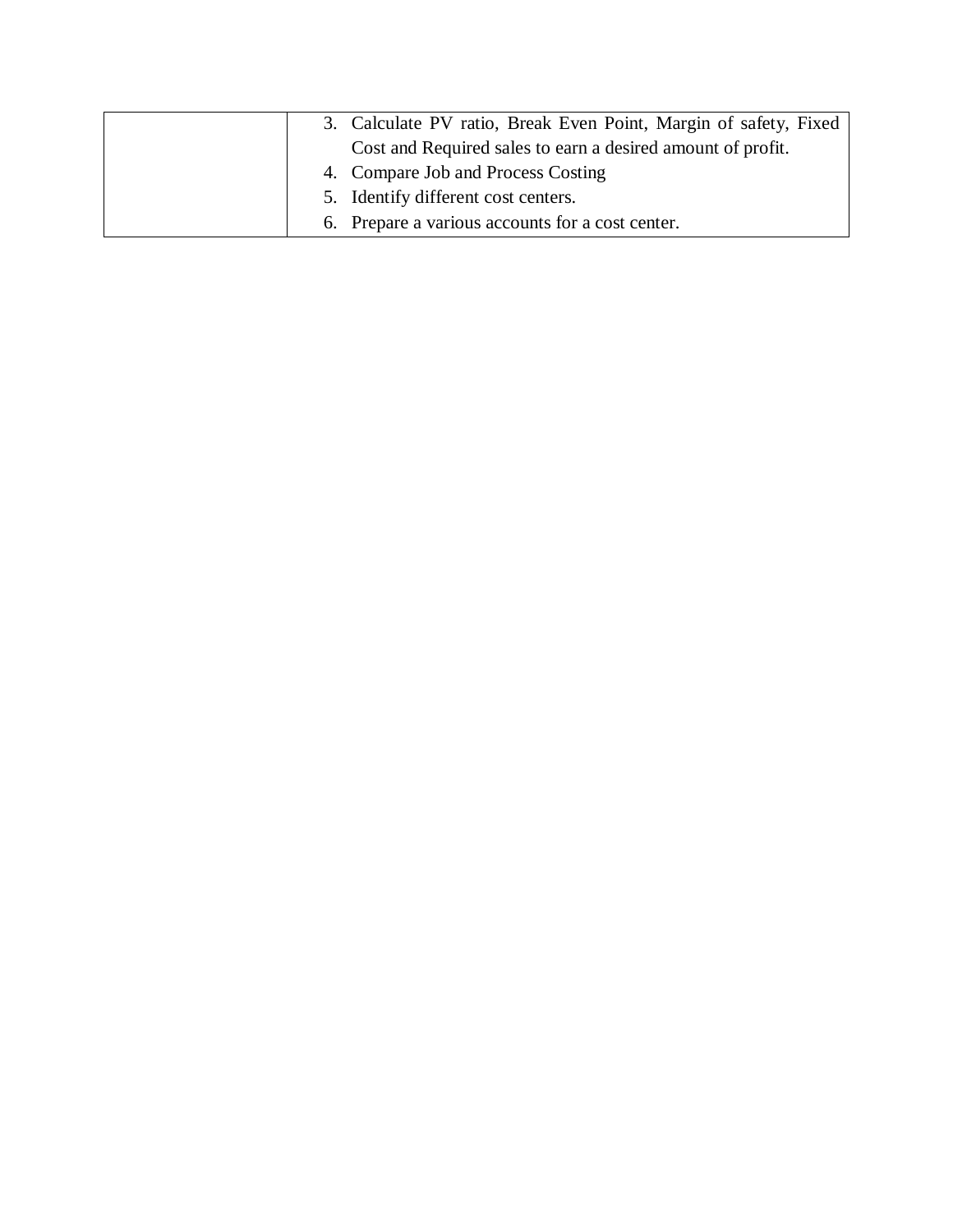|  |  |
|---|---|
|  | 3. Calculate PV ratio, Break Even Point, Margin of safety, Fixed Cost and Required sales to earn a desired amount of profit.<br>4. Compare Job and Process Costing<br>5. Identify different cost centers.<br>6. Prepare a various accounts for a cost center. |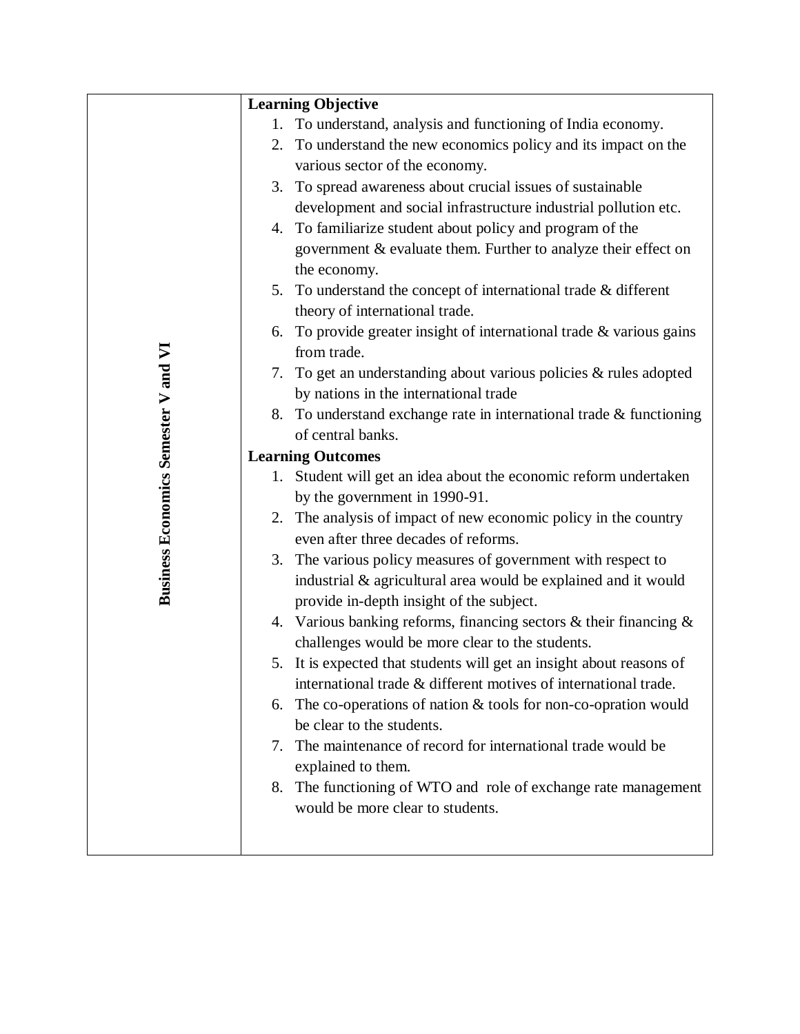| Business Economics Semester V and VI | **Learning Objective**<br>1. To understand, analysis and functioning of India economy.<br>2. To understand the new economics policy and its impact on the various sector of the economy.<br>3. To spread awareness about crucial issues of sustainable development and social infrastructure industrial pollution etc.<br>4. To familiarize student about policy and program of the government & evaluate them. Further to analyze their effect on the economy.<br>5. To understand the concept of international trade & different theory of international trade.<br>6. To provide greater insight of international trade & various gains from trade.<br>7. To get an understanding about various policies & rules adopted by nations in the international trade<br>8. To understand exchange rate in international trade & functioning of central banks.<br>**Learning Outcomes**<br>1. Student will get an idea about the economic reform undertaken by the government in 1990-91.<br>2. The analysis of impact of new economic policy in the country even after three decades of reforms.<br>3. The various policy measures of government with respect to industrial & agricultural area would be explained and it would provide in-depth insight of the subject.<br>4. Various banking reforms, financing sectors & their financing & challenges would be more clear to the students.<br>5. It is expected that students will get an insight about reasons of international trade & different motives of international trade.<br>6. The co-operations of nation & tools for non-co-opration would be clear to the students.<br>7. The maintenance of record for international trade would be explained to them.<br>8. The functioning of WTO and role of exchange rate management would be more clear to students. |
|---|---|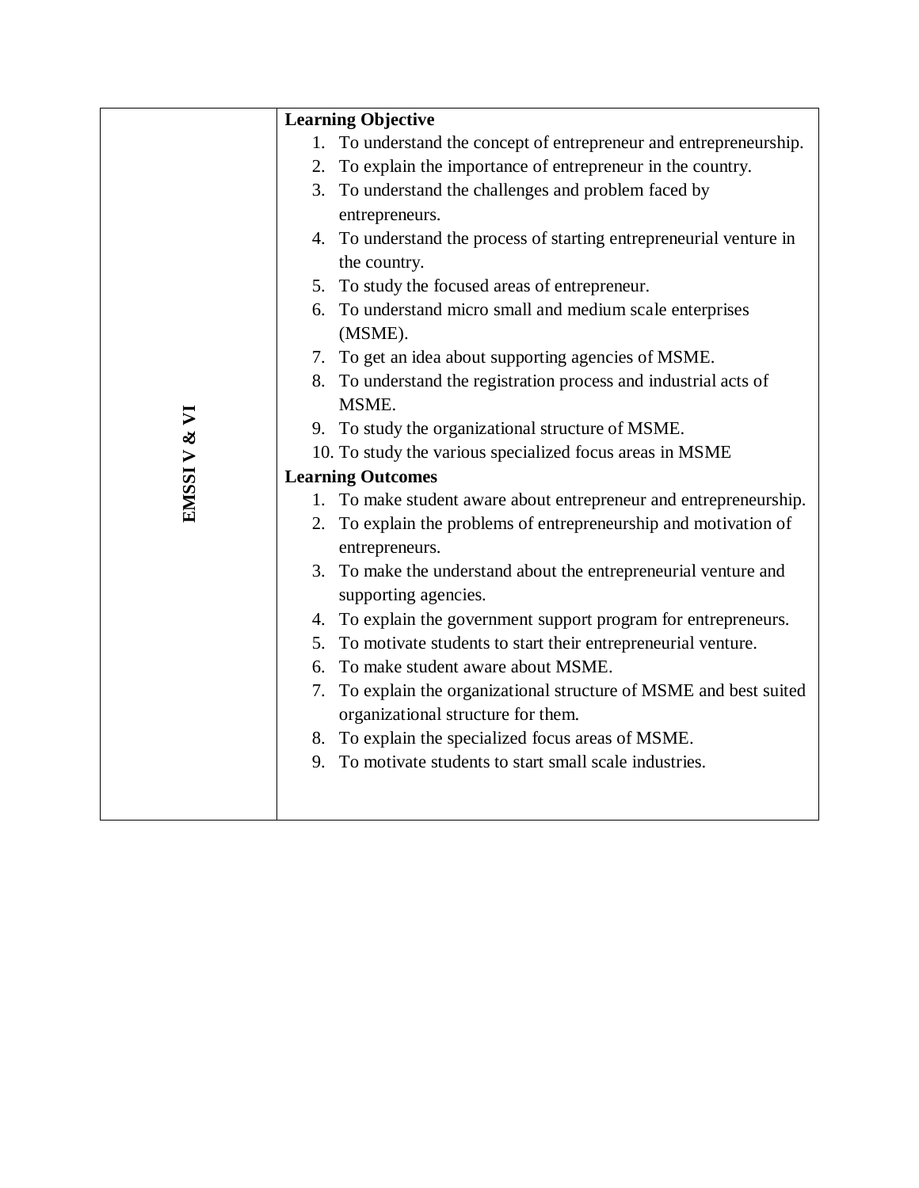| | |
|---|---|
| **EMSSI V & VI** | **Learning Objective**<br>1. To understand the concept of entrepreneur and entrepreneurship.<br>2. To explain the importance of entrepreneur in the country.<br>3. To understand the challenges and problem faced by entrepreneurs.<br>4. To understand the process of starting entrepreneurial venture in the country.<br>5. To study the focused areas of entrepreneur.<br>6. To understand micro small and medium scale enterprises (MSME).<br>7. To get an idea about supporting agencies of MSME.<br>8. To understand the registration process and industrial acts of MSME.<br>9. To study the organizational structure of MSME.<br>10. To study the various specialized focus areas in MSME<br>**Learning Outcomes**<br>1. To make student aware about entrepreneur and entrepreneurship.<br>2. To explain the problems of entrepreneurship and motivation of entrepreneurs.<br>3. To make the understand about the entrepreneurial venture and supporting agencies.<br>4. To explain the government support program for entrepreneurs.<br>5. To motivate students to start their entrepreneurial venture.<br>6. To make student aware about MSME.<br>7. To explain the organizational structure of MSME and best suited organizational structure for them.<br>8. To explain the specialized focus areas of MSME.<br>9. To motivate students to start small scale industries. |